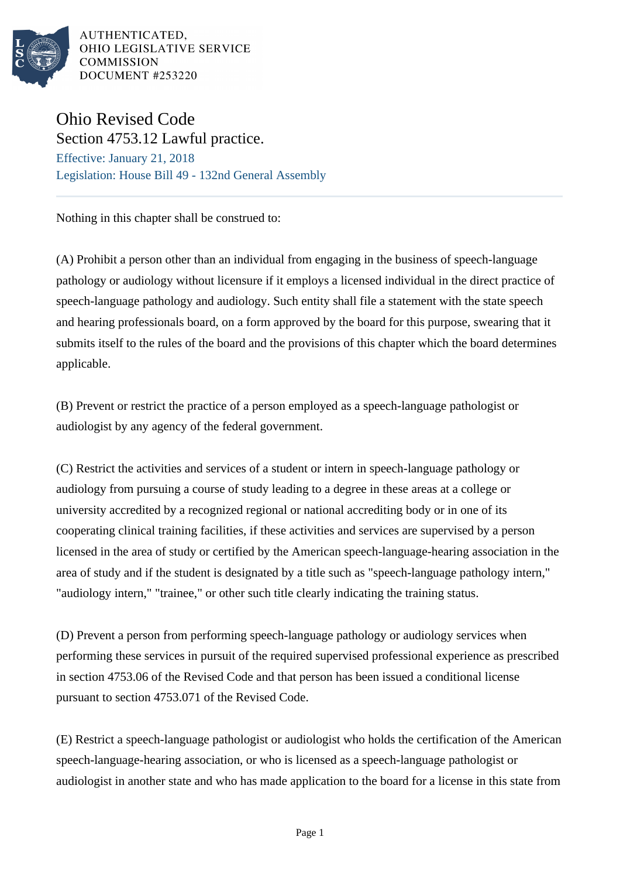AUTHENTICATED,
OHIO LEGISLATIVE SERVICE
COMMISSION
DOCUMENT #253220

# Ohio Revised Code
## Section 4753.12 Lawful practice.

Effective: January 21, 2018
Legislation: House Bill 49 - 132nd General Assembly

---

Nothing in this chapter shall be construed to:

(A) Prohibit a person other than an individual from engaging in the business of speech-language pathology or audiology without licensure if it employs a licensed individual in the direct practice of speech-language pathology and audiology. Such entity shall file a statement with the state speech and hearing professionals board, on a form approved by the board for this purpose, swearing that it submits itself to the rules of the board and the provisions of this chapter which the board determines applicable.

(B) Prevent or restrict the practice of a person employed as a speech-language pathologist or audiologist by any agency of the federal government.

(C) Restrict the activities and services of a student or intern in speech-language pathology or audiology from pursuing a course of study leading to a degree in these areas at a college or university accredited by a recognized regional or national accrediting body or in one of its cooperating clinical training facilities, if these activities and services are supervised by a person licensed in the area of study or certified by the American speech-language-hearing association in the area of study and if the student is designated by a title such as "speech-language pathology intern," "audiology intern," "trainee," or other such title clearly indicating the training status.

(D) Prevent a person from performing speech-language pathology or audiology services when performing these services in pursuit of the required supervised professional experience as prescribed in section 4753.06 of the Revised Code and that person has been issued a conditional license pursuant to section 4753.071 of the Revised Code.

(E) Restrict a speech-language pathologist or audiologist who holds the certification of the American speech-language-hearing association, or who is licensed as a speech-language pathologist or audiologist in another state and who has made application to the board for a license in this state from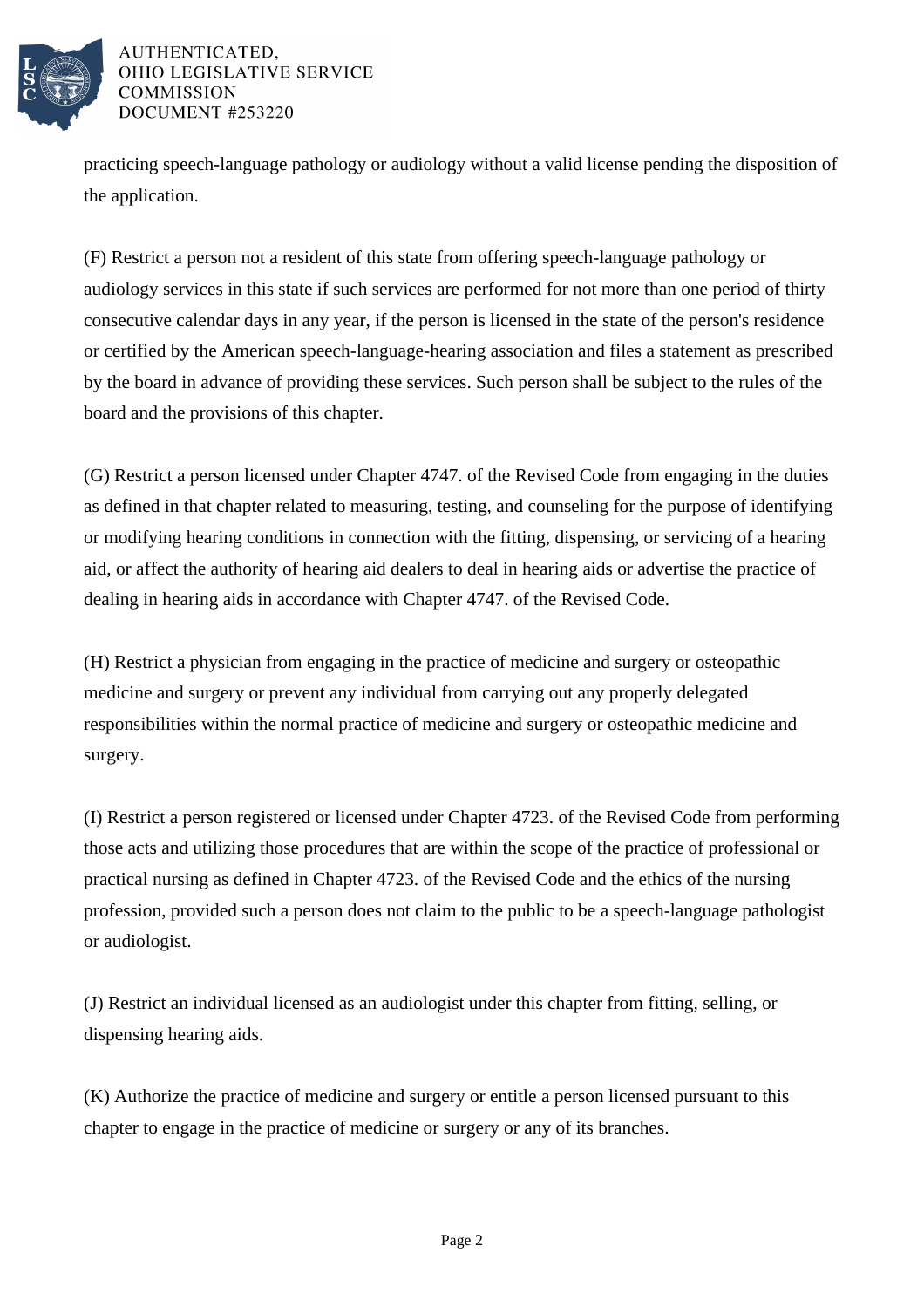practicing speech-language pathology or audiology without a valid license pending the disposition of the application.

(F) Restrict a person not a resident of this state from offering speech-language pathology or audiology services in this state if such services are performed for not more than one period of thirty consecutive calendar days in any year, if the person is licensed in the state of the person's residence or certified by the American speech-language-hearing association and files a statement as prescribed by the board in advance of providing these services. Such person shall be subject to the rules of the board and the provisions of this chapter.

(G) Restrict a person licensed under Chapter 4747. of the Revised Code from engaging in the duties as defined in that chapter related to measuring, testing, and counseling for the purpose of identifying or modifying hearing conditions in connection with the fitting, dispensing, or servicing of a hearing aid, or affect the authority of hearing aid dealers to deal in hearing aids or advertise the practice of dealing in hearing aids in accordance with Chapter 4747. of the Revised Code.

(H) Restrict a physician from engaging in the practice of medicine and surgery or osteopathic medicine and surgery or prevent any individual from carrying out any properly delegated responsibilities within the normal practice of medicine and surgery or osteopathic medicine and surgery.

(I) Restrict a person registered or licensed under Chapter 4723. of the Revised Code from performing those acts and utilizing those procedures that are within the scope of the practice of professional or practical nursing as defined in Chapter 4723. of the Revised Code and the ethics of the nursing profession, provided such a person does not claim to the public to be a speech-language pathologist or audiologist.

(J) Restrict an individual licensed as an audiologist under this chapter from fitting, selling, or dispensing hearing aids.

(K) Authorize the practice of medicine and surgery or entitle a person licensed pursuant to this chapter to engage in the practice of medicine or surgery or any of its branches.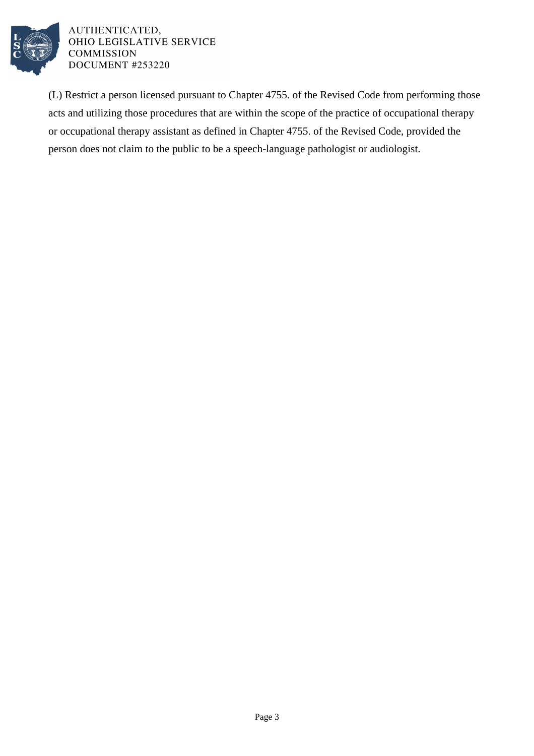(L) Restrict a person licensed pursuant to Chapter 4755. of the Revised Code from performing those acts and utilizing those procedures that are within the scope of the practice of occupational therapy or occupational therapy assistant as defined in Chapter 4755. of the Revised Code, provided the person does not claim to the public to be a speech-language pathologist or audiologist.